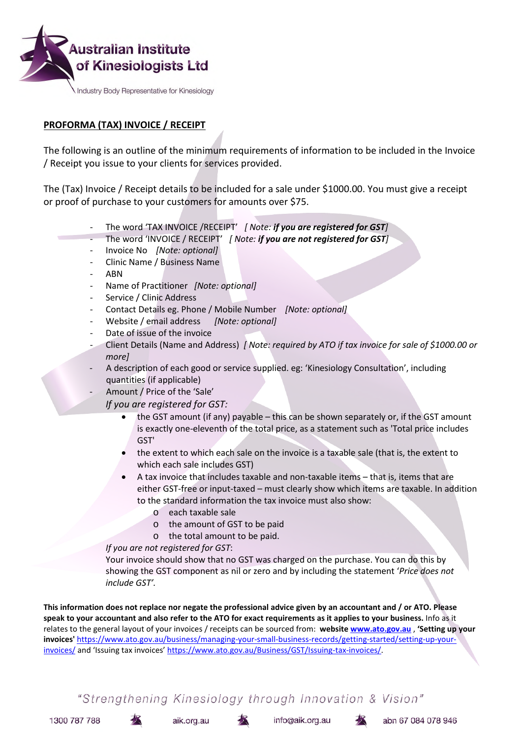**Australian Institute of Kinesiologists Ltd**

Industry Body Representative for Kinesiology

## PROFORMA (TAX) INVOICE / RECEIPT

The following is an outline of the minimum requirements of information to be included in the Invoice / Receipt you issue to your clients for services provided.

The (Tax) Invoice / Receipt details to be included for a sale under $1000.00. You must give a receipt or proof of purchase to your customers for amounts over $75.

- The word 'TAX INVOICE /RECEIPT' *[ Note: **if you are registered for GST**]*
- The word 'INVOICE / RECEIPT' *[ Note: **if you are not registered for GST**]*
- Invoice No *[Note: optional]*
- Clinic Name / Business Name
- ABN
- Name of Practitioner *[Note: optional]*
- Service / Clinic Address
- Contact Details eg. Phone / Mobile Number *[Note: optional]*
- Website / email address *[Note: optional]*
- Date of issue of the invoice
- Client Details (Name and Address) *[ Note: required by ATO if tax invoice for sale of $1000.00 or more]*
- A description of each good or service supplied. eg: 'Kinesiology Consultation', including quantities (if applicable)
- Amount / Price of the 'Sale'

  *If you are registered for GST:*
  - the GST amount (if any) payable – this can be shown separately or, if the GST amount is exactly one-eleventh of the total price, as a statement such as 'Total price includes GST'
  - the extent to which each sale on the invoice is a taxable sale (that is, the extent to which each sale includes GST)
  - A tax invoice that includes taxable and non-taxable items – that is, items that are either GST-free or input-taxed – must clearly show which items are taxable. In addition to the standard information the tax invoice must also show:
    - each taxable sale
    - the amount of GST to be paid
    - the total amount to be paid.

  *If you are not registered for GST*:
  Your invoice should show that no GST was charged on the purchase. You can do this by showing the GST component as nil or zero and by including the statement '*Price does not include GST'*.

**This information does not replace nor negate the professional advice given by an accountant and / or ATO. Please speak to your accountant and also refer to the ATO for exact requirements as it applies to your business.** Info as it relates to the general layout of your invoices / receipts can be sourced from: **website [www.ato.gov.au](www.ato.gov.au)** , **'Setting up your invoices'** https://www.ato.gov.au/business/managing-your-small-business-records/getting-started/setting-up-your-invoices/ and 'Issuing tax invoices' https://www.ato.gov.au/Business/GST/Issuing-tax-invoices/.

*"Strengthening Kinesiology through Innovation & Vision"*

1300 787 788 aik.org.au info@aik.org.au abn 67 084 078 946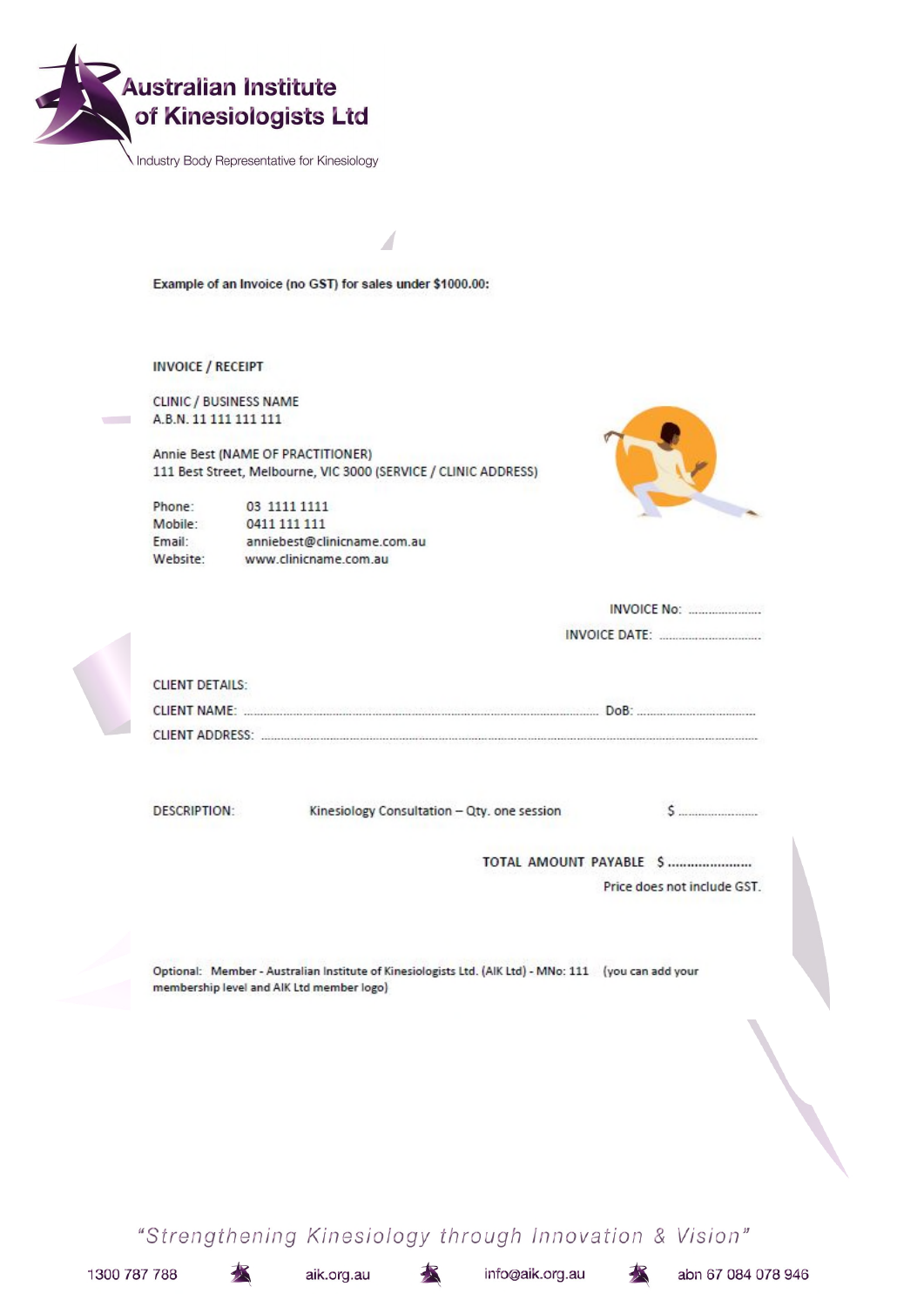Australian Institute of Kinesiologists Ltd

Industry Body Representative for Kinesiology

**Example of an Invoice (no GST) for sales under $1000.00:**

INVOICE / RECEIPT

CLINIC / BUSINESS NAME
A.B.N. 11 111 111 111

Annie Best (NAME OF PRACTITIONER)
111 Best Street, Melbourne, VIC 3000 (SERVICE / CLINIC ADDRESS)

Phone: 03 1111 1111
Mobile: 0411 111 111
Email: anniebest@clinicname.com.au
Website: www.clinicname.com.au

INVOICE No: ......................

INVOICE DATE: ...............................

CLIENT DETAILS:

CLIENT NAME: ........................................................................................................ DoB: .....................................

CLIENT ADDRESS: ..............................................................................................................................................

DESCRIPTION: Kinesiology Consultation – Qty. one session $ .......................

TOTAL AMOUNT PAYABLE $ ......................

Price does not include GST.

Optional: Member - Australian Institute of Kinesiologists Ltd. (AIK Ltd) - MNo: 111 (you can add your membership level and AIK Ltd member logo)

*"Strengthening Kinesiology through Innovation & Vision"*

1300 787 788 aik.org.au info@aik.org.au abn 67 084 078 946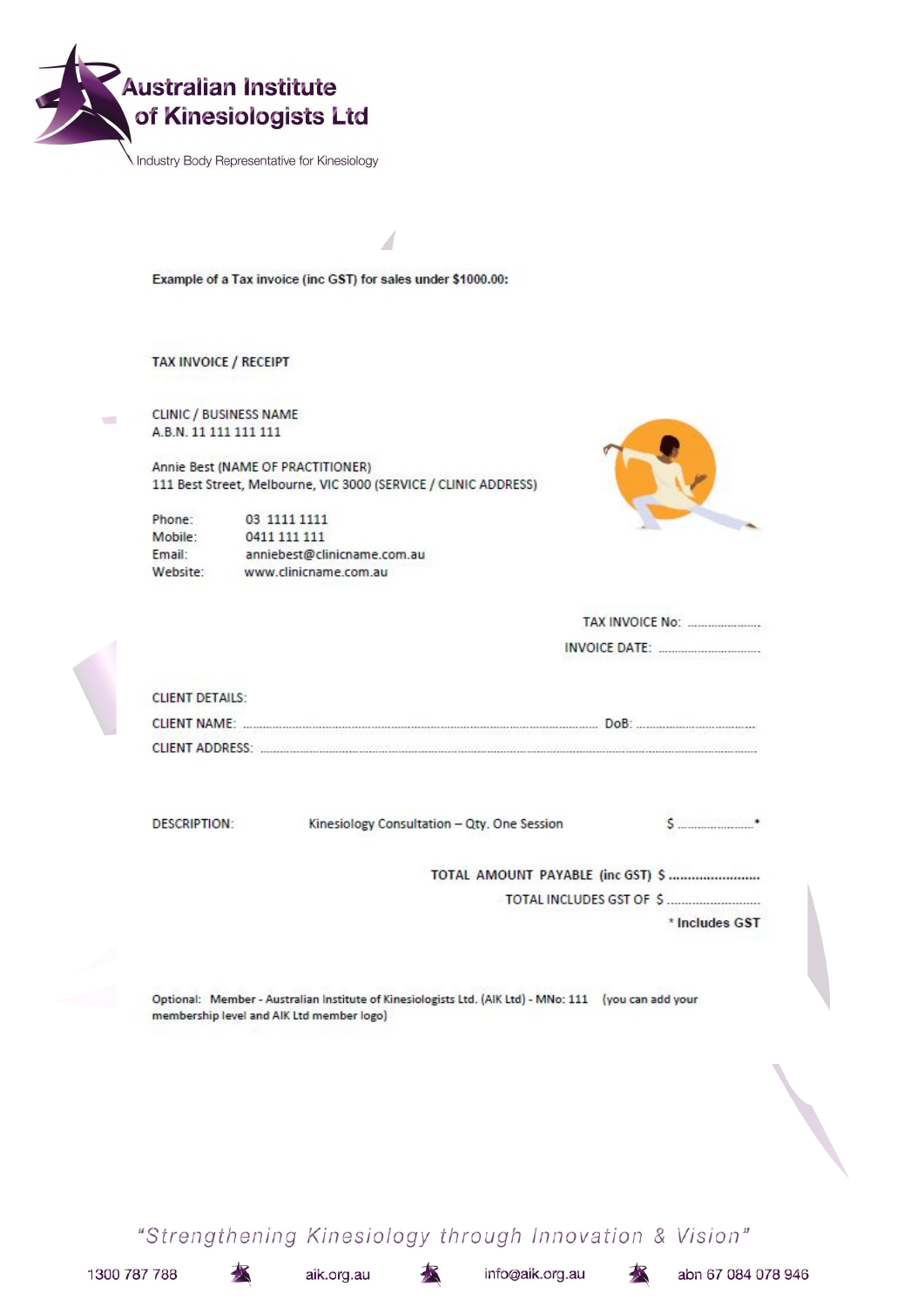Australian Institute of Kinesiologists Ltd

Industry Body Representative for Kinesiology

**Example of a Tax invoice (inc GST) for sales under $1000.00:**

TAX INVOICE / RECEIPT

CLINIC / BUSINESS NAME
A.B.N. 11 111 111 111

Annie Best (NAME OF PRACTITIONER)
111 Best Street, Melbourne, VIC 3000 (SERVICE / CLINIC ADDRESS)

Phone: 03 1111 1111
Mobile: 0411 111 111
Email: anniebest@clinicname.com.au
Website: www.clinicname.com.au

TAX INVOICE No: ....................

INVOICE DATE: ............................

CLIENT DETAILS:

CLIENT NAME: ........................................................................................ DoB: ..............................

CLIENT ADDRESS: ..........................................................................................................................

DESCRIPTION: Kinesiology Consultation – Qty. One Session $ ....................*

TOTAL AMOUNT PAYABLE (inc GST) $ ......................

TOTAL INCLUDES GST OF $ ......................

\* Includes GST

Optional: Member - Australian Institute of Kinesiologists Ltd. (AIK Ltd) - MNo: 111 (you can add your membership level and AIK Ltd member logo)

*"Strengthening Kinesiology through Innovation & Vision"*

1300 787 788 aik.org.au info@aik.org.au abn 67 084 078 946